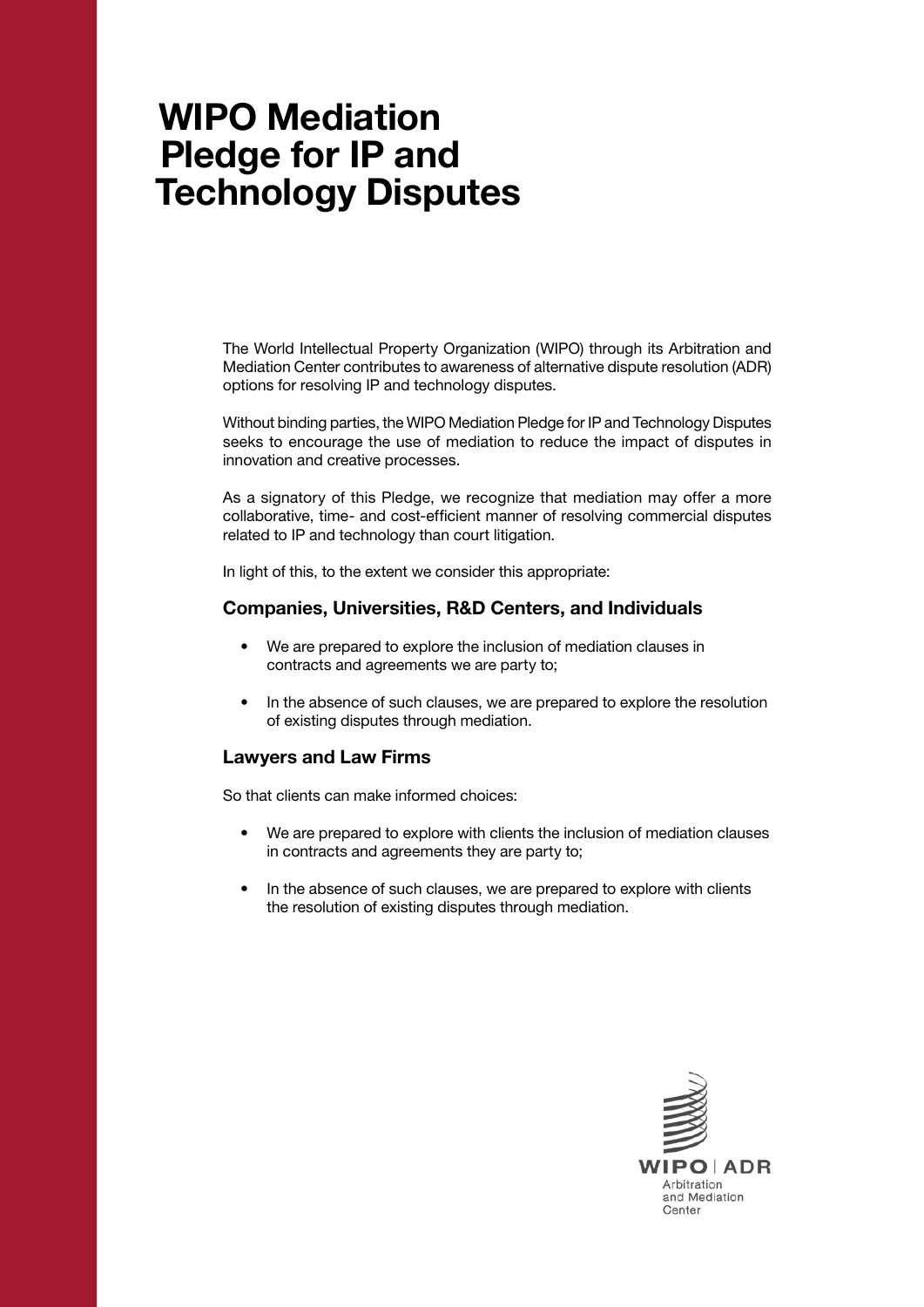# WIPO Mediation Pledge for IP and Technology Disputes

The World Intellectual Property Organization (WIPO) through its Arbitration and Mediation Center contributes to awareness of alternative dispute resolution (ADR) options for resolving IP and technology disputes.

Without binding parties, the WIPO Mediation Pledge for IP and Technology Disputes seeks to encourage the use of mediation to reduce the impact of disputes in innovation and creative processes.

As a signatory of this Pledge, we recognize that mediation may offer a more collaborative, time- and cost-efficient manner of resolving commercial disputes related to IP and technology than court litigation.

In light of this, to the extent we consider this appropriate:

### Companies, Universities, R&D Centers, and Individuals

- We are prepared to explore the inclusion of mediation clauses in contracts and agreements we are party to;
- In the absence of such clauses, we are prepared to explore the resolution of existing disputes through mediation.

### Lawyers and Law Firms

So that clients can make informed choices:

- We are prepared to explore with clients the inclusion of mediation clauses in contracts and agreements they are party to;
- In the absence of such clauses, we are prepared to explore with clients the resolution of existing disputes through mediation.

WIPO | ADR
Arbitration
and Mediation
Center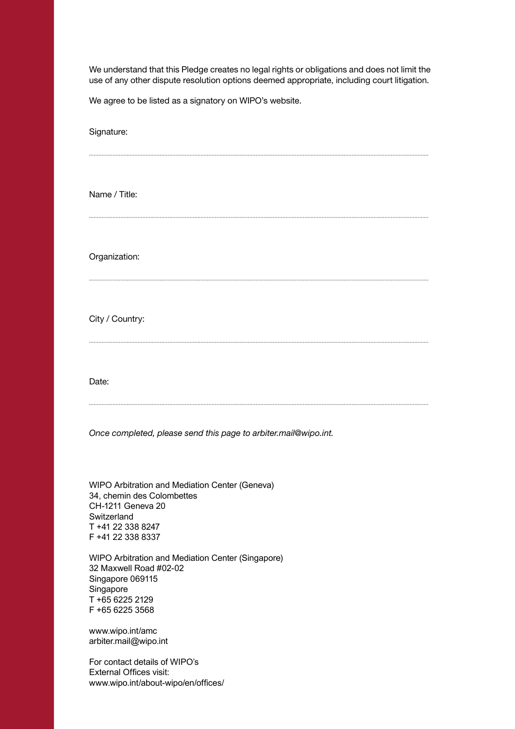We understand that this Pledge creates no legal rights or obligations and does not limit the use of any other dispute resolution options deemed appropriate, including court litigation.

We agree to be listed as a signatory on WIPO's website.

Signature:

.............................................................................................................................................

Name / Title:

.............................................................................................................................................

Organization:

.............................................................................................................................................

City / Country:

.............................................................................................................................................

Date:

.............................................................................................................................................

*Once completed, please send this page to arbiter.mail@wipo.int.*

WIPO Arbitration and Mediation Center (Geneva)
34, chemin des Colombettes
CH-1211 Geneva 20
Switzerland
T +41 22 338 8247
F +41 22 338 8337

WIPO Arbitration and Mediation Center (Singapore)
32 Maxwell Road #02-02
Singapore 069115
Singapore
T +65 6225 2129
F +65 6225 3568

www.wipo.int/amc
arbiter.mail@wipo.int

For contact details of WIPO's
External Offices visit:
www.wipo.int/about-wipo/en/offices/